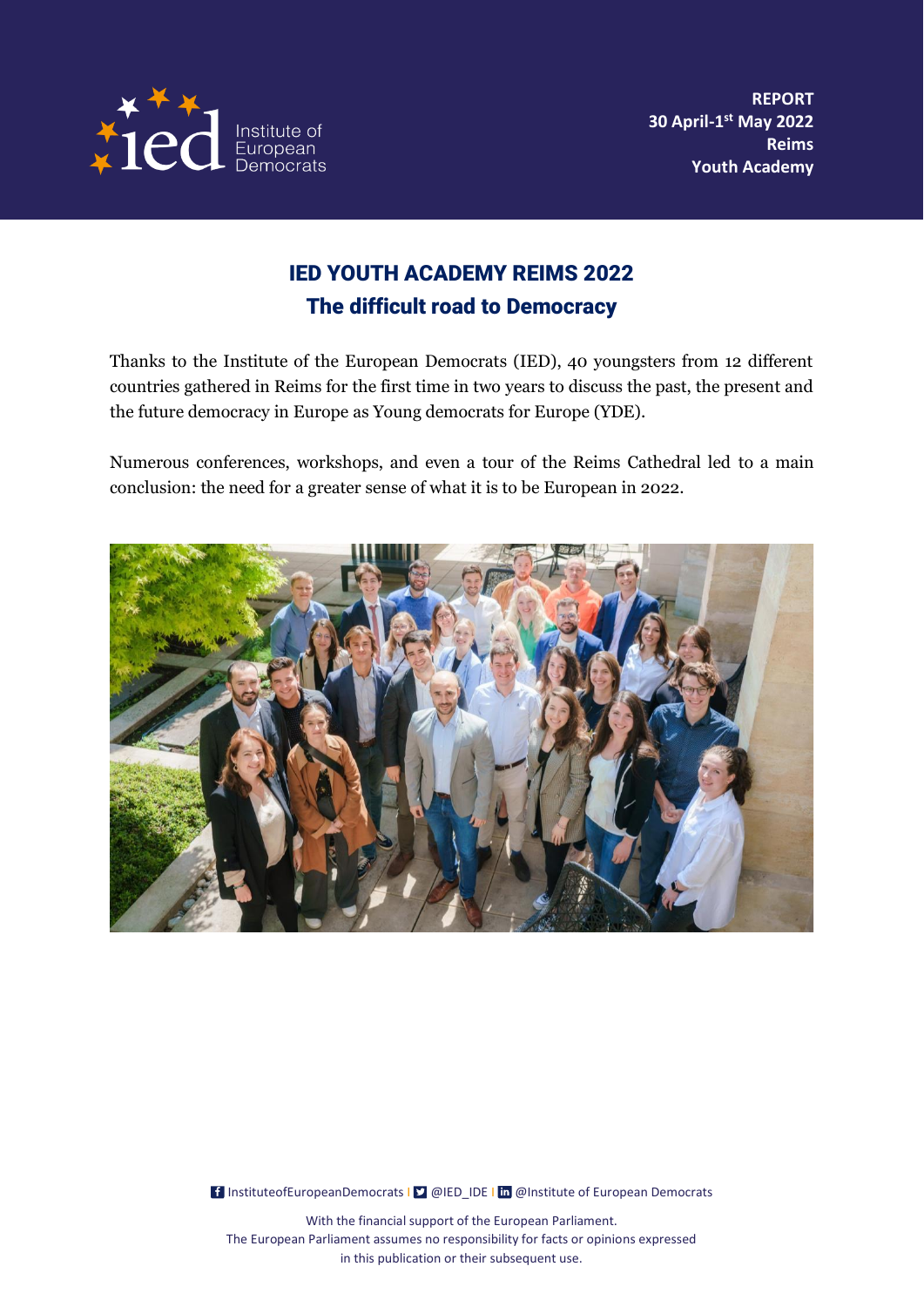**REPORT**
**30 April-1st May 2022**
**Reims**
**Youth Academy**

# IED YOUTH ACADEMY REIMS 2022
## The difficult road to Democracy

Thanks to the Institute of the European Democrats (IED), 40 youngsters from 12 different countries gathered in Reims for the first time in two years to discuss the past, the present and the future democracy in Europe as Young democrats for Europe (YDE).

Numerous conferences, workshops, and even a tour of the Reims Cathedral led to a main conclusion: the need for a greater sense of what it is to be European in 2022.

InstituteofEuropeanDemocrats | @IED_IDE | @Institute of European Democrats

With the financial support of the European Parliament.
The European Parliament assumes no responsibility for facts or opinions expressed in this publication or their subsequent use.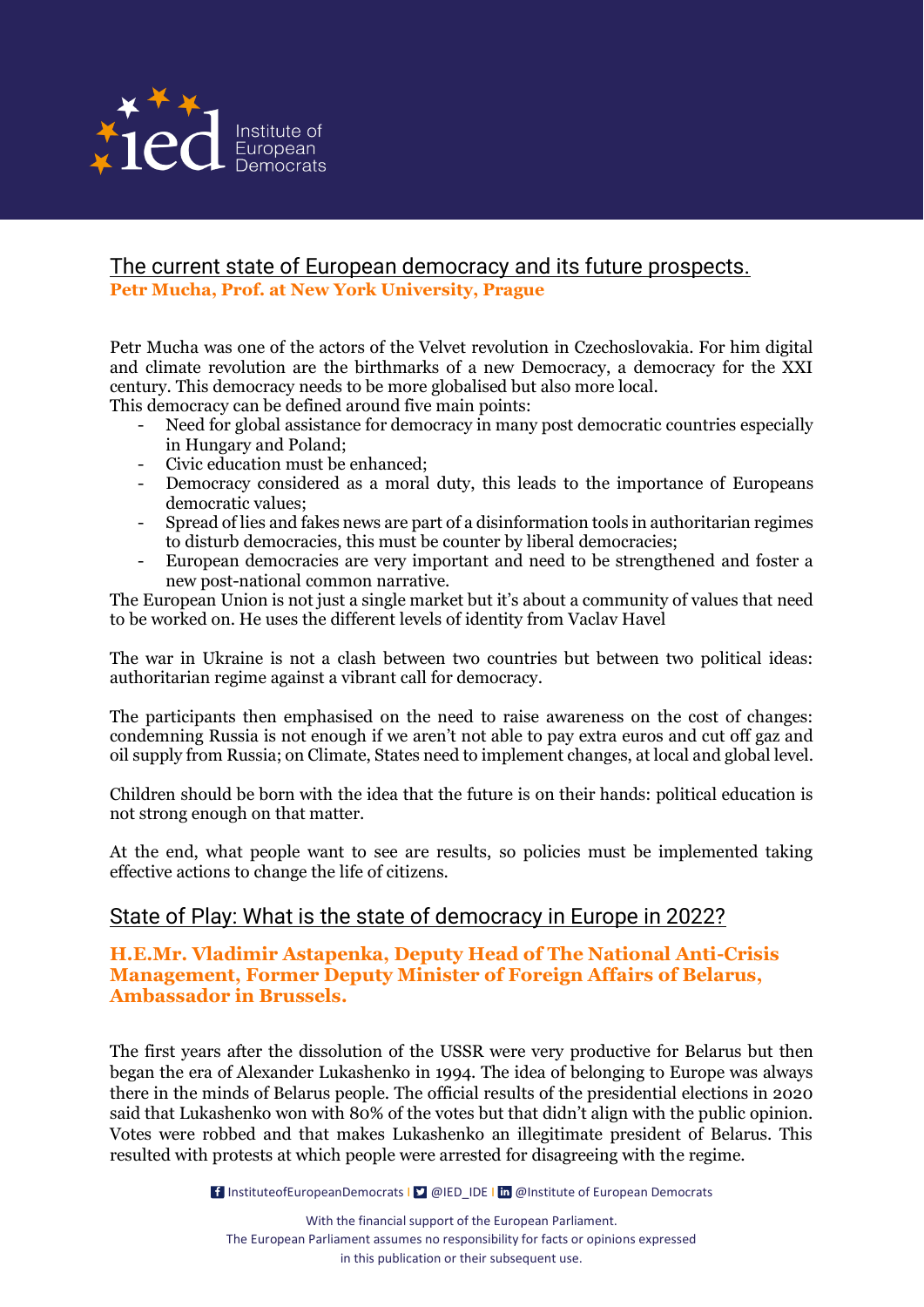## The current state of European democracy and its future prospects.

**Petr Mucha, Prof. at New York University, Prague**

Petr Mucha was one of the actors of the Velvet revolution in Czechoslovakia. For him digital and climate revolution are the birthmarks of a new Democracy, a democracy for the XXI century. This democracy needs to be more globalised but also more local.
This democracy can be defined around five main points:

- Need for global assistance for democracy in many post democratic countries especially in Hungary and Poland;
- Civic education must be enhanced;
- Democracy considered as a moral duty, this leads to the importance of Europeans democratic values;
- Spread of lies and fakes news are part of a disinformation tools in authoritarian regimes to disturb democracies, this must be counter by liberal democracies;
- European democracies are very important and need to be strengthened and foster a new post-national common narrative.

The European Union is not just a single market but it's about a community of values that need to be worked on. He uses the different levels of identity from Vaclav Havel

The war in Ukraine is not a clash between two countries but between two political ideas: authoritarian regime against a vibrant call for democracy.

The participants then emphasised on the need to raise awareness on the cost of changes: condemning Russia is not enough if we aren't not able to pay extra euros and cut off gaz and oil supply from Russia; on Climate, States need to implement changes, at local and global level.

Children should be born with the idea that the future is on their hands: political education is not strong enough on that matter.

At the end, what people want to see are results, so policies must be implemented taking effective actions to change the life of citizens.

## State of Play: What is the state of democracy in Europe in 2022?

**H.E.Mr. Vladimir Astapenka, Deputy Head of The National Anti-Crisis Management, Former Deputy Minister of Foreign Affairs of Belarus, Ambassador in Brussels.**

The first years after the dissolution of the USSR were very productive for Belarus but then began the era of Alexander Lukashenko in 1994. The idea of belonging to Europe was always there in the minds of Belarus people. The official results of the presidential elections in 2020 said that Lukashenko won with 80% of the votes but that didn't align with the public opinion. Votes were robbed and that makes Lukashenko an illegitimate president of Belarus. This resulted with protests at which people were arrested for disagreeing with the regime.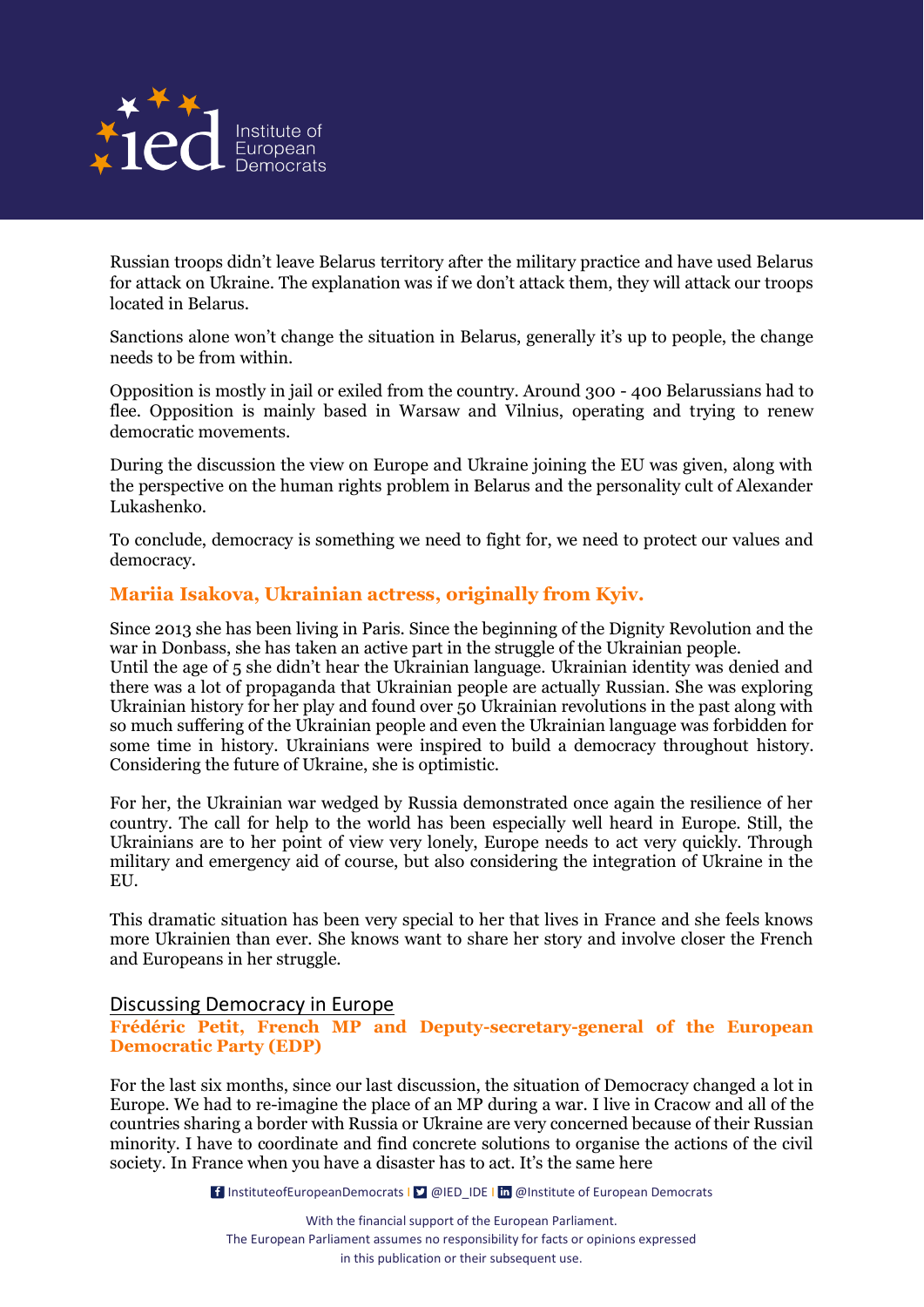Russian troops didn't leave Belarus territory after the military practice and have used Belarus for attack on Ukraine. The explanation was if we don't attack them, they will attack our troops located in Belarus.

Sanctions alone won't change the situation in Belarus, generally it's up to people, the change needs to be from within.

Opposition is mostly in jail or exiled from the country. Around 300 - 400 Belarussians had to flee. Opposition is mainly based in Warsaw and Vilnius, operating and trying to renew democratic movements.

During the discussion the view on Europe and Ukraine joining the EU was given, along with the perspective on the human rights problem in Belarus and the personality cult of Alexander Lukashenko.

To conclude, democracy is something we need to fight for, we need to protect our values and democracy.

### Mariia Isakova, Ukrainian actress, originally from Kyiv.

Since 2013 she has been living in Paris. Since the beginning of the Dignity Revolution and the war in Donbass, she has taken an active part in the struggle of the Ukrainian people.
Until the age of 5 she didn't hear the Ukrainian language. Ukrainian identity was denied and there was a lot of propaganda that Ukrainian people are actually Russian. She was exploring Ukrainian history for her play and found over 50 Ukrainian revolutions in the past along with so much suffering of the Ukrainian people and even the Ukrainian language was forbidden for some time in history. Ukrainians were inspired to build a democracy throughout history. Considering the future of Ukraine, she is optimistic.

For her, the Ukrainian war wedged by Russia demonstrated once again the resilience of her country. The call for help to the world has been especially well heard in Europe. Still, the Ukrainians are to her point of view very lonely, Europe needs to act very quickly. Through military and emergency aid of course, but also considering the integration of Ukraine in the EU.

This dramatic situation has been very special to her that lives in France and she feels knows more Ukrainien than ever. She knows want to share her story and involve closer the French and Europeans in her struggle.

## Discussing Democracy in Europe

### Frédéric Petit, French MP and Deputy-secretary-general of the European Democratic Party (EDP)

For the last six months, since our last discussion, the situation of Democracy changed a lot in Europe. We had to re-imagine the place of an MP during a war. I live in Cracow and all of the countries sharing a border with Russia or Ukraine are very concerned because of their Russian minority. I have to coordinate and find concrete solutions to organise the actions of the civil society. In France when you have a disaster has to act. It's the same here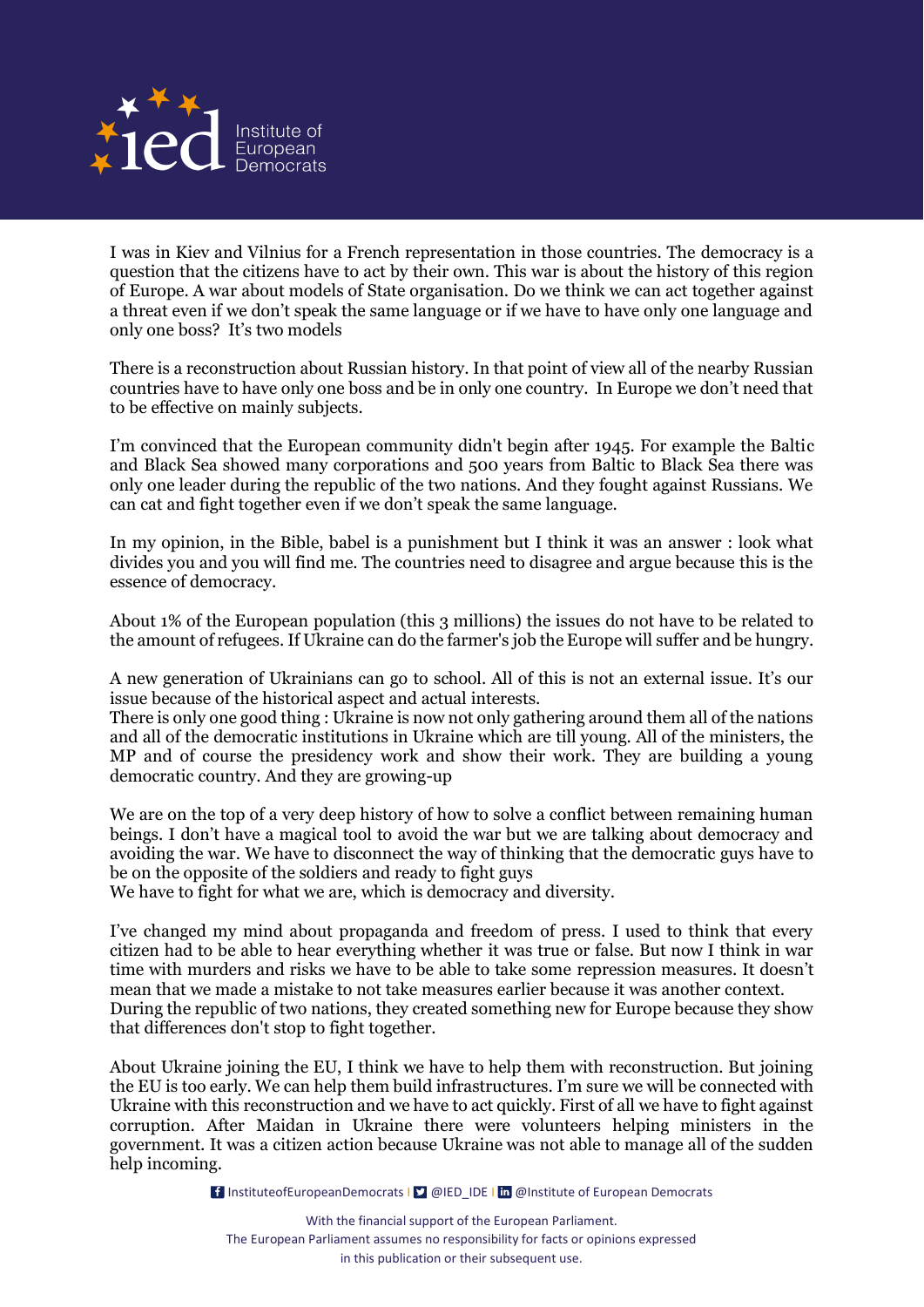I was in Kiev and Vilnius for a French representation in those countries. The democracy is a question that the citizens have to act by their own. This war is about the history of this region of Europe. A war about models of State organisation. Do we think we can act together against a threat even if we don't speak the same language or if we have to have only one language and only one boss? It's two models

There is a reconstruction about Russian history. In that point of view all of the nearby Russian countries have to have only one boss and be in only one country. In Europe we don't need that to be effective on mainly subjects.

I'm convinced that the European community didn't begin after 1945. For example the Baltic and Black Sea showed many corporations and 500 years from Baltic to Black Sea there was only one leader during the republic of the two nations. And they fought against Russians. We can cat and fight together even if we don't speak the same language.

In my opinion, in the Bible, babel is a punishment but I think it was an answer : look what divides you and you will find me. The countries need to disagree and argue because this is the essence of democracy.

About 1% of the European population (this 3 millions) the issues do not have to be related to the amount of refugees. If Ukraine can do the farmer's job the Europe will suffer and be hungry.

A new generation of Ukrainians can go to school. All of this is not an external issue. It's our issue because of the historical aspect and actual interests.
There is only one good thing : Ukraine is now not only gathering around them all of the nations and all of the democratic institutions in Ukraine which are till young. All of the ministers, the MP and of course the presidency work and show their work. They are building a young democratic country. And they are growing-up

We are on the top of a very deep history of how to solve a conflict between remaining human beings. I don't have a magical tool to avoid the war but we are talking about democracy and avoiding the war. We have to disconnect the way of thinking that the democratic guys have to be on the opposite of the soldiers and ready to fight guys
We have to fight for what we are, which is democracy and diversity.

I've changed my mind about propaganda and freedom of press. I used to think that every citizen had to be able to hear everything whether it was true or false. But now I think in war time with murders and risks we have to be able to take some repression measures. It doesn't mean that we made a mistake to not take measures earlier because it was another context.
During the republic of two nations, they created something new for Europe because they show that differences don't stop to fight together.

About Ukraine joining the EU, I think we have to help them with reconstruction. But joining the EU is too early. We can help them build infrastructures. I'm sure we will be connected with Ukraine with this reconstruction and we have to act quickly. First of all we have to fight against corruption. After Maidan in Ukraine there were volunteers helping ministers in the government. It was a citizen action because Ukraine was not able to manage all of the sudden help incoming.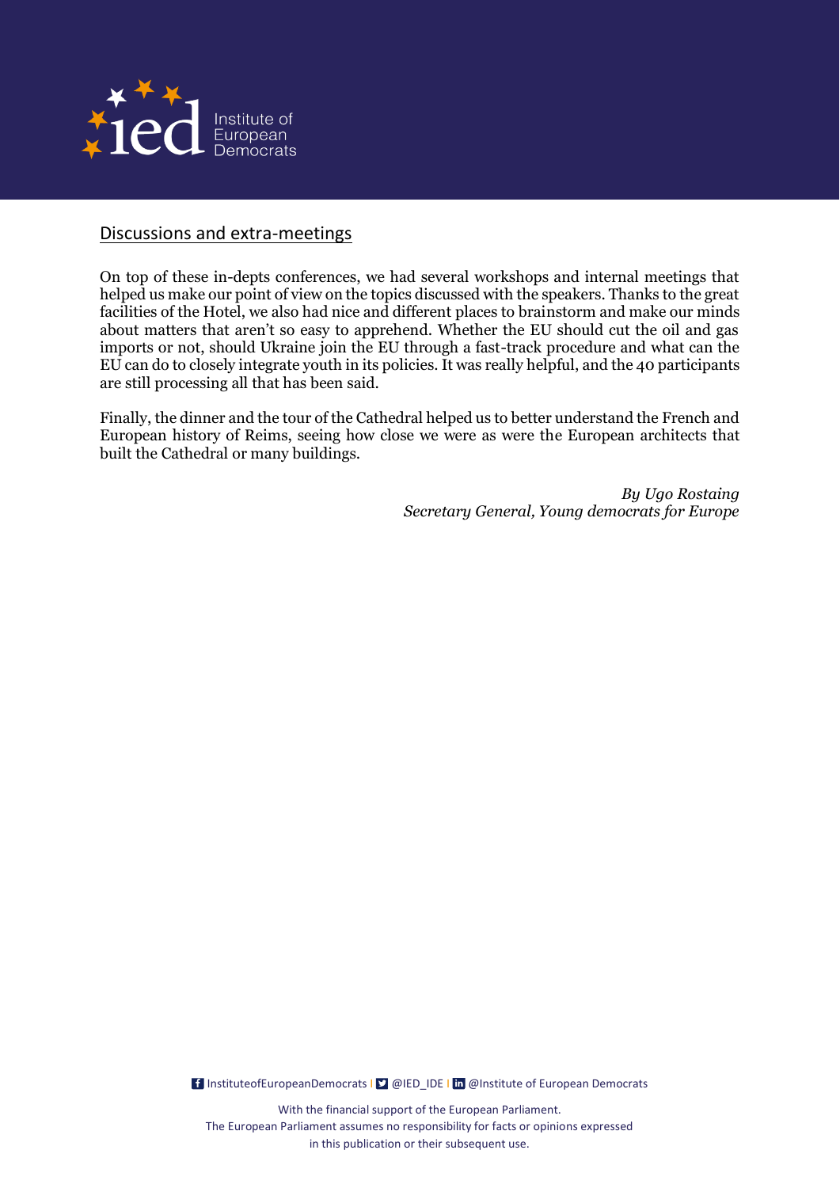## Discussions and extra-meetings

On top of these in-depts conferences, we had several workshops and internal meetings that helped us make our point of view on the topics discussed with the speakers. Thanks to the great facilities of the Hotel, we also had nice and different places to brainstorm and make our minds about matters that aren't so easy to apprehend. Whether the EU should cut the oil and gas imports or not, should Ukraine join the EU through a fast-track procedure and what can the EU can do to closely integrate youth in its policies. It was really helpful, and the 40 participants are still processing all that has been said.

Finally, the dinner and the tour of the Cathedral helped us to better understand the French and European history of Reims, seeing how close we were as were the European architects that built the Cathedral or many buildings.

*By Ugo Rostaing*
*Secretary General, Young democrats for Europe*

InstituteofEuropeanDemocrats | @IED_IDE | @Institute of European Democrats

With the financial support of the European Parliament.
The European Parliament assumes no responsibility for facts or opinions expressed in this publication or their subsequent use.